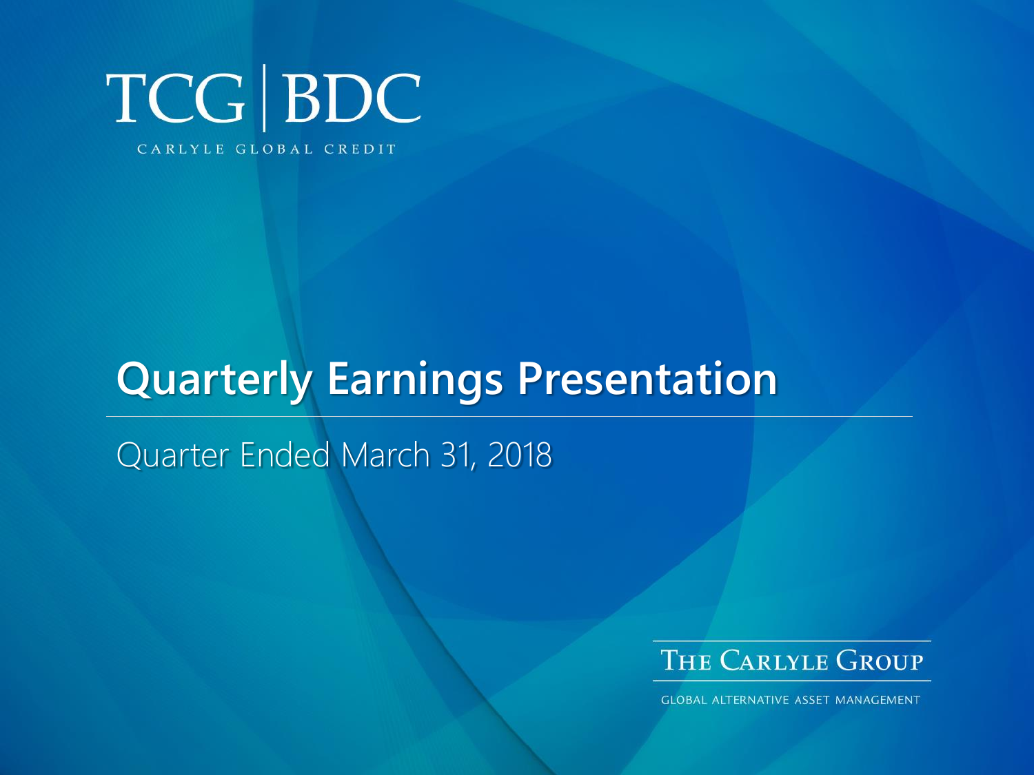# TCG | BDC

CARLYLE GLOBAL CREDIT

## Quarterly Earnings Presentation

Quarter Ended March 31, 2018

THE CARLYLE GROUP

GLOBAL ALTERNATIVE ASSET MANAGEMENT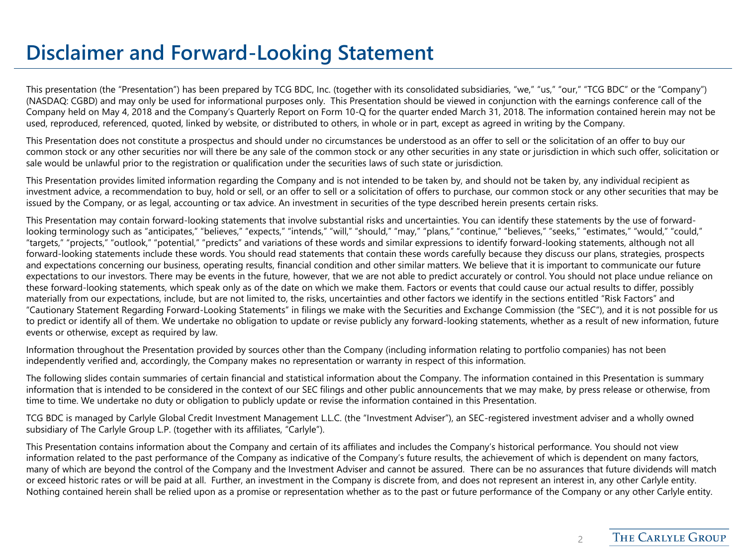# Disclaimer and Forward-Looking Statement

This presentation (the "Presentation") has been prepared by TCG BDC, Inc. (together with its consolidated subsidiaries, "we," "us," "our," "TCG BDC" or the "Company") (NASDAQ: CGBD) and may only be used for informational purposes only. This Presentation should be viewed in conjunction with the earnings conference call of the Company held on May 4, 2018 and the Company's Quarterly Report on Form 10-Q for the quarter ended March 31, 2018. The information contained herein may not be used, reproduced, referenced, quoted, linked by website, or distributed to others, in whole or in part, except as agreed in writing by the Company.

This Presentation does not constitute a prospectus and should under no circumstances be understood as an offer to sell or the solicitation of an offer to buy our common stock or any other securities nor will there be any sale of the common stock or any other securities in any state or jurisdiction in which such offer, solicitation or sale would be unlawful prior to the registration or qualification under the securities laws of such state or jurisdiction.

This Presentation provides limited information regarding the Company and is not intended to be taken by, and should not be taken by, any individual recipient as investment advice, a recommendation to buy, hold or sell, or an offer to sell or a solicitation of offers to purchase, our common stock or any other securities that may be issued by the Company, or as legal, accounting or tax advice. An investment in securities of the type described herein presents certain risks.

This Presentation may contain forward-looking statements that involve substantial risks and uncertainties. You can identify these statements by the use of forward-looking terminology such as "anticipates," "believes," "expects," "intends," "will," "should," "may," "plans," "continue," "believes," "seeks," "estimates," "would," "could," "targets," "projects," "outlook," "potential," "predicts" and variations of these words and similar expressions to identify forward-looking statements, although not all forward-looking statements include these words. You should read statements that contain these words carefully because they discuss our plans, strategies, prospects and expectations concerning our business, operating results, financial condition and other similar matters. We believe that it is important to communicate our future expectations to our investors. There may be events in the future, however, that we are not able to predict accurately or control. You should not place undue reliance on these forward-looking statements, which speak only as of the date on which we make them. Factors or events that could cause our actual results to differ, possibly materially from our expectations, include, but are not limited to, the risks, uncertainties and other factors we identify in the sections entitled "Risk Factors" and "Cautionary Statement Regarding Forward-Looking Statements" in filings we make with the Securities and Exchange Commission (the "SEC"), and it is not possible for us to predict or identify all of them. We undertake no obligation to update or revise publicly any forward-looking statements, whether as a result of new information, future events or otherwise, except as required by law.

Information throughout the Presentation provided by sources other than the Company (including information relating to portfolio companies) has not been independently verified and, accordingly, the Company makes no representation or warranty in respect of this information.

The following slides contain summaries of certain financial and statistical information about the Company. The information contained in this Presentation is summary information that is intended to be considered in the context of our SEC filings and other public announcements that we may make, by press release or otherwise, from time to time. We undertake no duty or obligation to publicly update or revise the information contained in this Presentation.

TCG BDC is managed by Carlyle Global Credit Investment Management L.L.C. (the "Investment Adviser"), an SEC-registered investment adviser and a wholly owned subsidiary of The Carlyle Group L.P. (together with its affiliates, "Carlyle").

This Presentation contains information about the Company and certain of its affiliates and includes the Company's historical performance. You should not view information related to the past performance of the Company as indicative of the Company's future results, the achievement of which is dependent on many factors, many of which are beyond the control of the Company and the Investment Adviser and cannot be assured. There can be no assurances that future dividends will match or exceed historic rates or will be paid at all. Further, an investment in the Company is discrete from, and does not represent an interest in, any other Carlyle entity. Nothing contained herein shall be relied upon as a promise or representation whether as to the past or future performance of the Company or any other Carlyle entity.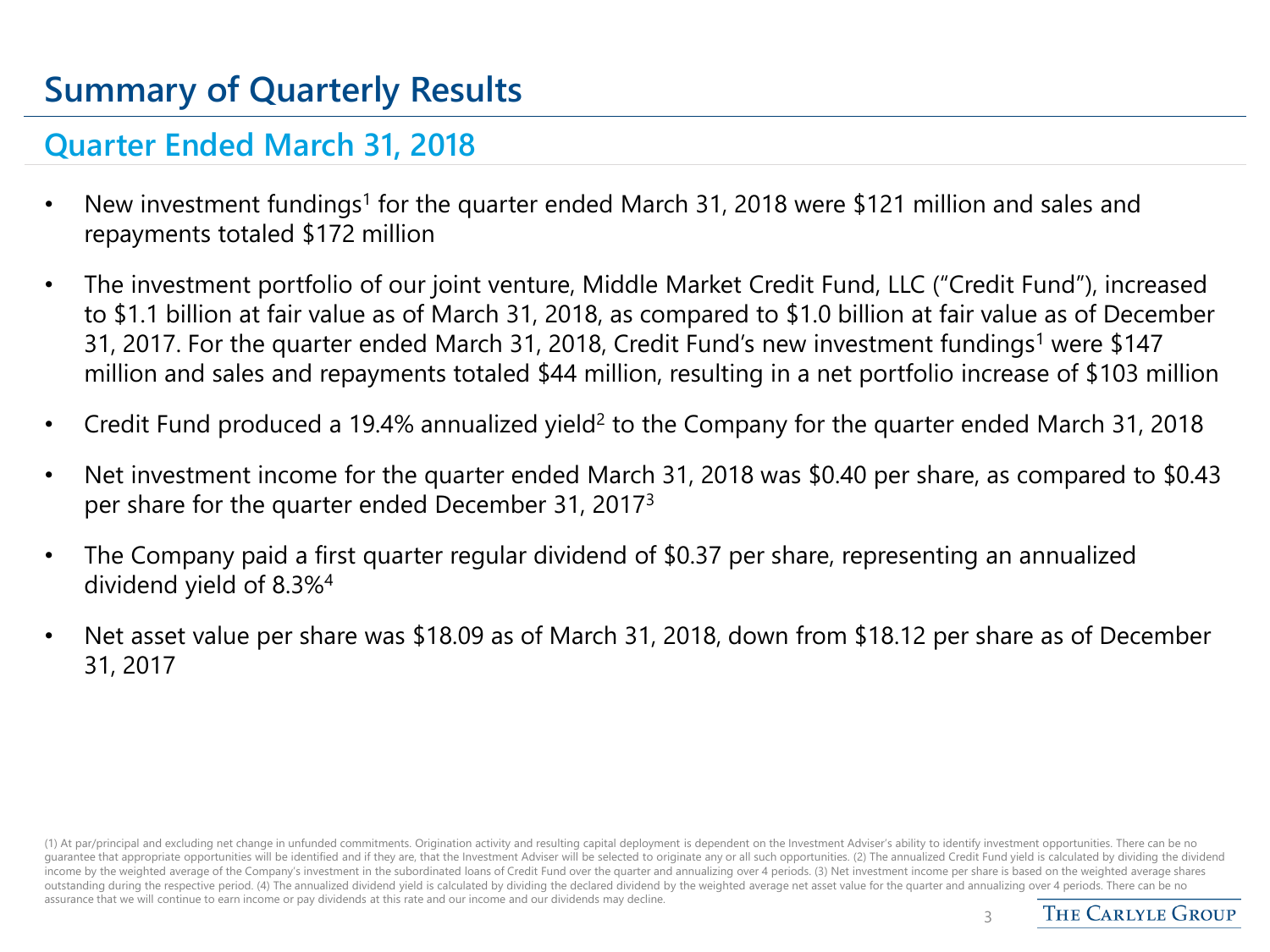# Summary of Quarterly Results

## Quarter Ended March 31, 2018

- New investment fundings[1] for the quarter ended March 31, 2018 were $121 million and sales and repayments totaled $172 million
- The investment portfolio of our joint venture, Middle Market Credit Fund, LLC ("Credit Fund"), increased to $1.1 billion at fair value as of March 31, 2018, as compared to $1.0 billion at fair value as of December 31, 2017. For the quarter ended March 31, 2018, Credit Fund's new investment fundings[1] were $147 million and sales and repayments totaled $44 million, resulting in a net portfolio increase of $103 million
- Credit Fund produced a 19.4% annualized yield[2] to the Company for the quarter ended March 31, 2018
- Net investment income for the quarter ended March 31, 2018 was $0.40 per share, as compared to $0.43 per share for the quarter ended December 31, 2017[3]
- The Company paid a first quarter regular dividend of $0.37 per share, representing an annualized dividend yield of 8.3%[4]
- Net asset value per share was $18.09 as of March 31, 2018, down from $18.12 per share as of December 31, 2017

(1) At par/principal and excluding net change in unfunded commitments. Origination activity and resulting capital deployment is dependent on the Investment Adviser's ability to identify investment opportunities. There can be no guarantee that appropriate opportunities will be identified and if they are, that the Investment Adviser will be selected to originate any or all such opportunities. (2) The annualized Credit Fund yield is calculated by dividing the dividend income by the weighted average of the Company's investment in the subordinated loans of Credit Fund over the quarter and annualizing over 4 periods. (3) Net investment income per share is based on the weighted average shares outstanding during the respective period. (4) The annualized dividend yield is calculated by dividing the declared dividend by the weighted average net asset value for the quarter and annualizing over 4 periods. There can be no assurance that we will continue to earn income or pay dividends at this rate and our income and our dividends may decline.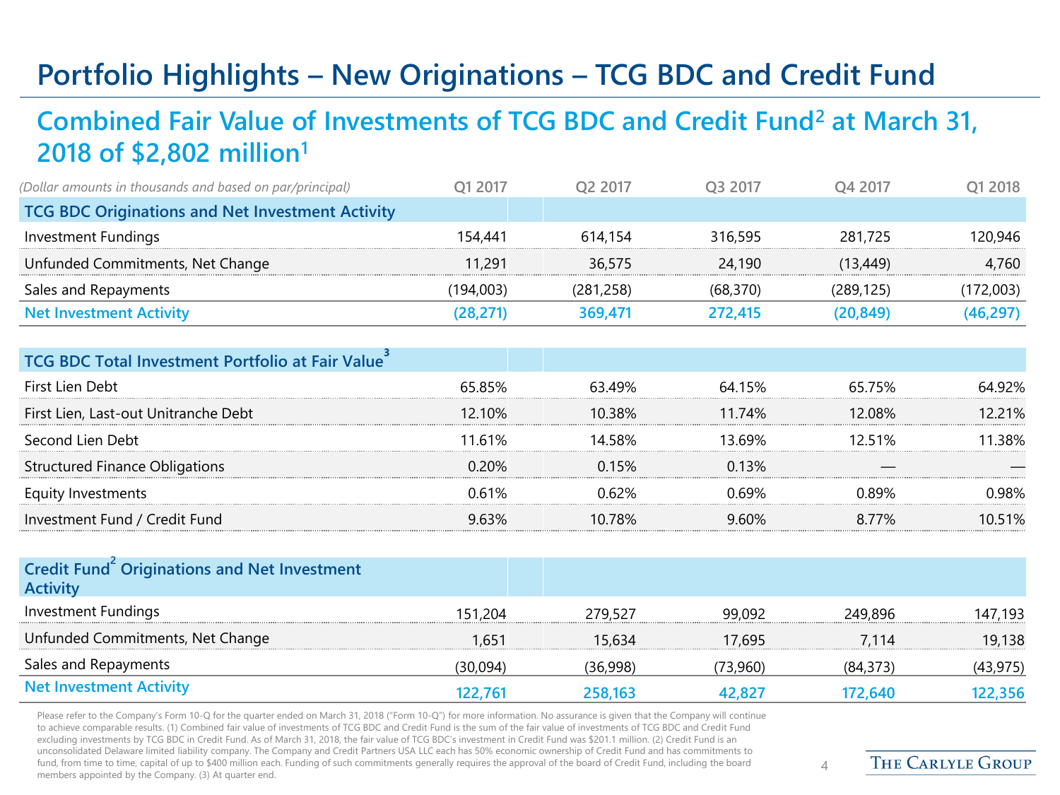# Portfolio Highlights – New Originations – TCG BDC and Credit Fund

## Combined Fair Value of Investments of TCG BDC and Credit Fund[2] at March 31, 2018 of $2,802 million[1]

| *(Dollar amounts in thousands and based on par/principal)* | Q1 2017 | Q2 2017 | Q3 2017 | Q4 2017 | Q1 2018 |
|---|---|---|---|---|---|
| **TCG BDC Originations and Net Investment Activity** | | | | | |
| Investment Fundings | 154,441 | 614,154 | 316,595 | 281,725 | 120,946 |
| Unfunded Commitments, Net Change | 11,291 | 36,575 | 24,190 | (13,449) | 4,760 |
| Sales and Repayments | (194,003) | (281,258) | (68,370) | (289,125) | (172,003) |
| **Net Investment Activity** | **(28,271)** | **369,471** | **272,415** | **(20,849)** | **(46,297)** |
| **TCG BDC Total Investment Portfolio at Fair Value[3]** | | | | | |
| First Lien Debt | 65.85% | 63.49% | 64.15% | 65.75% | 64.92% |
| First Lien, Last-out Unitranche Debt | 12.10% | 10.38% | 11.74% | 12.08% | 12.21% |
| Second Lien Debt | 11.61% | 14.58% | 13.69% | 12.51% | 11.38% |
| Structured Finance Obligations | 0.20% | 0.15% | 0.13% | — | — |
| Equity Investments | 0.61% | 0.62% | 0.69% | 0.89% | 0.98% |
| Investment Fund / Credit Fund | 9.63% | 10.78% | 9.60% | 8.77% | 10.51% |
| **Credit Fund[2] Originations and Net Investment Activity** | | | | | |
| Investment Fundings | 151,204 | 279,527 | 99,092 | 249,896 | 147,193 |
| Unfunded Commitments, Net Change | 1,651 | 15,634 | 17,695 | 7,114 | 19,138 |
| Sales and Repayments | (30,094) | (36,998) | (73,960) | (84,373) | (43,975) |
| **Net Investment Activity** | **122,761** | **258,163** | **42,827** | **172,640** | **122,356** |

Please refer to the Company's Form 10-Q for the quarter ended on March 31, 2018 ("Form 10-Q") for more information. No assurance is given that the Company will continue to achieve comparable results. (1) Combined fair value of investments of TCG BDC and Credit Fund is the sum of the fair value of investments of TCG BDC and Credit Fund excluding investments by TCG BDC in Credit Fund. As of March 31, 2018, the fair value of TCG BDC's investment in Credit Fund was $201.1 million. (2) Credit Fund is an unconsolidated Delaware limited liability company. The Company and Credit Partners USA LLC each has 50% economic ownership of Credit Fund and has commitments to fund, from time to time, capital of up to $400 million each. Funding of such commitments generally requires the approval of the board of Credit Fund, including the board members appointed by the Company. (3) At quarter end.

THE CARLYLE GROUP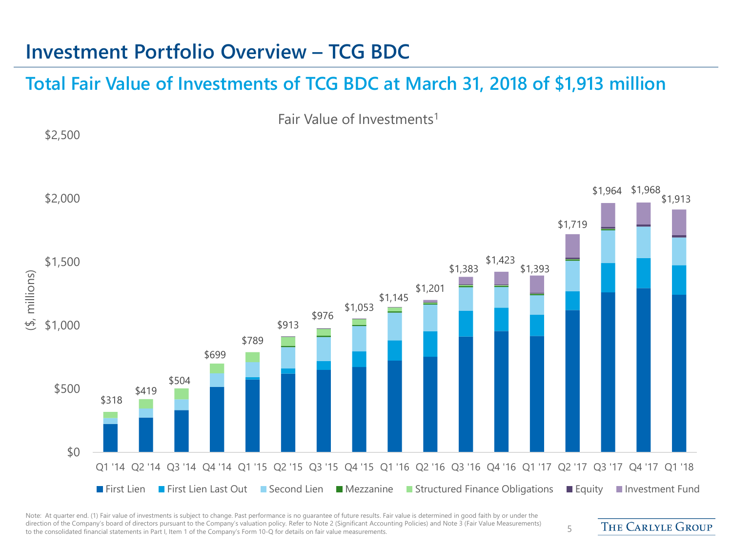# Investment Portfolio Overview – TCG BDC

## Total Fair Value of Investments of TCG BDC at March 31, 2018 of $1,913 million

Fair Value of Investments[1]

| Quarter | Fair Value ($, millions) |
|---|---|
| Q1 '14 | $318 |
| Q2 '14 | $419 |
| Q3 '14 | $504 |
| Q4 '14 | $699 |
| Q1 '15 | $789 |
| Q2 '15 | $913 |
| Q3 '15 | $976 |
| Q4 '15 | $1,053 |
| Q1 '16 | $1,145 |
| Q2 '16 | $1,201 |
| Q3 '16 | $1,383 |
| Q4 '16 | $1,423 |
| Q1 '17 | $1,393 |
| Q2 '17 | $1,719 |
| Q3 '17 | $1,964 |
| Q4 '17 | $1,968 |
| Q1 '18 | $1,913 |

Legend: First Lien, First Lien Last Out, Second Lien, Mezzanine, Structured Finance Obligations, Equity, Investment Fund

Note: At quarter end. (1) Fair value of investments is subject to change. Past performance is no guarantee of future results. Fair value is determined in good faith by or under the direction of the Company's board of directors pursuant to the Company's valuation policy. Refer to Note 2 (Significant Accounting Policies) and Note 3 (Fair Value Measurements) to the consolidated financial statements in Part I, Item 1 of the Company's Form 10-Q for details on fair value measurements.

THE CARLYLE GROUP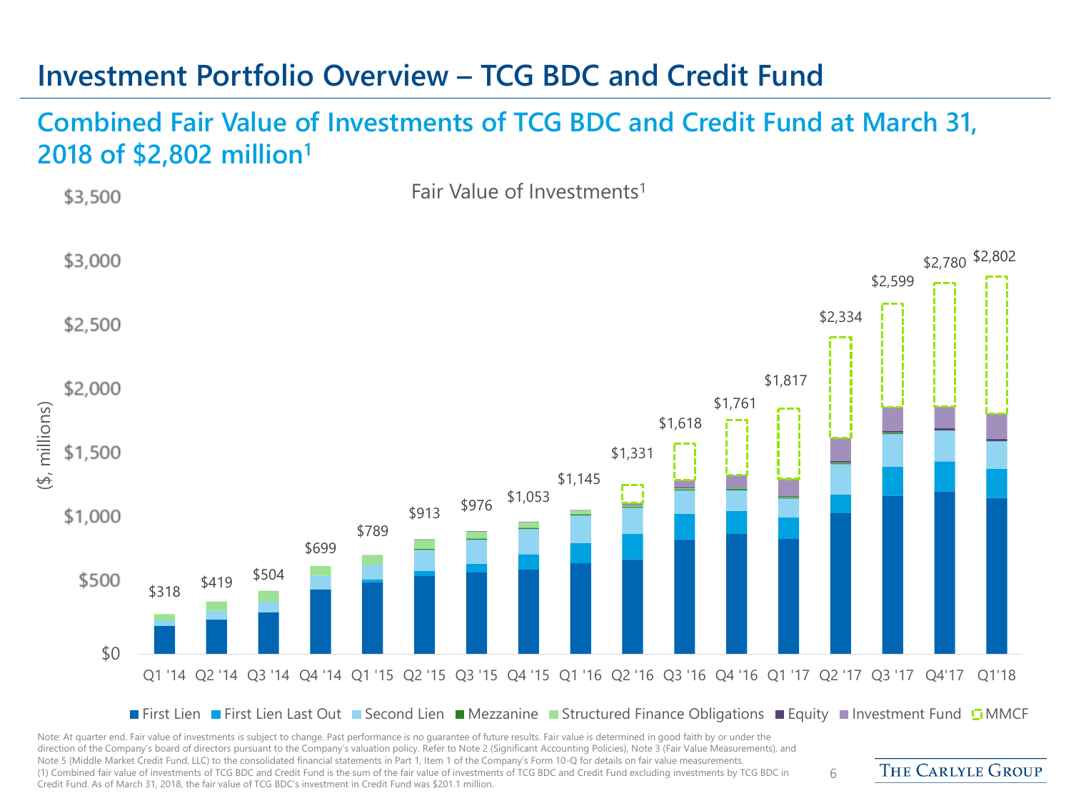# Investment Portfolio Overview – TCG BDC and Credit Fund

## Combined Fair Value of Investments of TCG BDC and Credit Fund at March 31, 2018 of $2,802 million[1]

Fair Value of Investments[1]

($, millions)

| Quarter | Total |
|---|---|
| Q1 '14 | $318 |
| Q2 '14 | $419 |
| Q3 '14 | $504 |
| Q4 '14 | $699 |
| Q1 '15 | $789 |
| Q2 '15 | $913 |
| Q3 '15 | $976 |
| Q4 '15 | $1,053 |
| Q1 '16 | $1,145 |
| Q2 '16 | $1,331 |
| Q3 '16 | $1,618 |
| Q4 '16 | $1,761 |
| Q1 '17 | $1,817 |
| Q2 '17 | $2,334 |
| Q3 '17 | $2,599 |
| Q4'17 | $2,780 |
| Q1'18 | $2,802 |

First Lien, First Lien Last Out, Second Lien, Mezzanine, Structured Finance Obligations, Equity, Investment Fund, MMCF

Note: At quarter end. Fair value of investments is subject to change. Past performance is no guarantee of future results. Fair value is determined in good faith by or under the direction of the Company's board of directors pursuant to the Company's valuation policy. Refer to Note 2 (Significant Accounting Policies), Note 3 (Fair Value Measurements), and Note 5 (Middle Market Credit Fund, LLC) to the consolidated financial statements in Part 1, Item 1 of the Company's Form 10-Q for details on fair value measurements.

(1) Combined fair value of investments of TCG BDC and Credit Fund is the sum of the fair value of investments of TCG BDC and Credit Fund excluding investments by TCG BDC in Credit Fund. As of March 31, 2018, the fair value of TCG BDC's investment in Credit Fund was $201.1 million.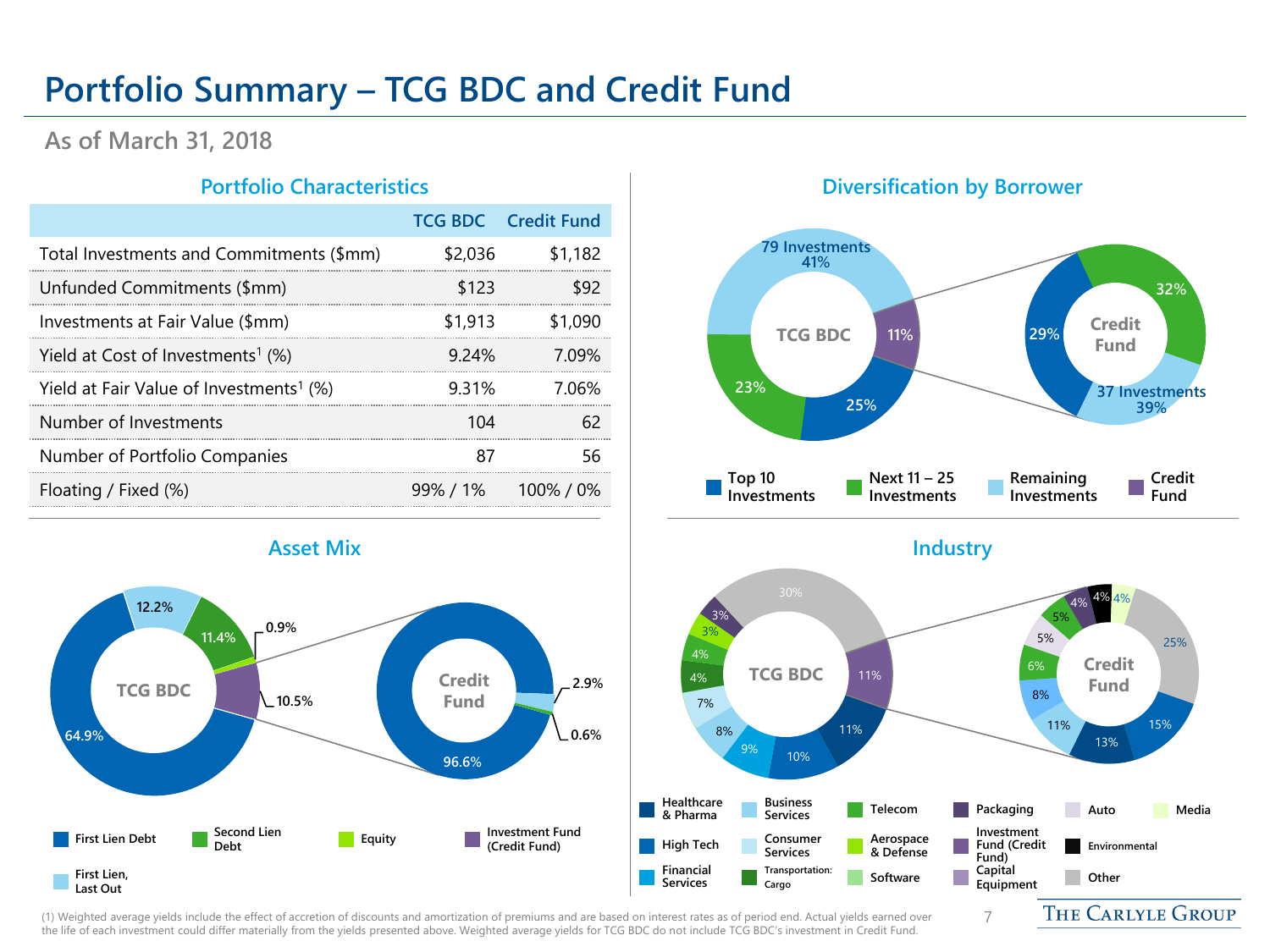# Portfolio Summary – TCG BDC and Credit Fund

## As of March 31, 2018

### Portfolio Characteristics

| | TCG BDC | Credit Fund |
|---|---|---|
| Total Investments and Commitments ($mm) | $2,036 | $1,182 |
| Unfunded Commitments ($mm) | $123 | $92 |
| Investments at Fair Value ($mm) | $1,913 | $1,090 |
| Yield at Cost of Investments[1] (%) | 9.24% | 7.09% |
| Yield at Fair Value of Investments[1] (%) | 9.31% | 7.06% |
| Number of Investments | 104 | 62 |
| Number of Portfolio Companies | 87 | 56 |
| Floating / Fixed (%) | 99% / 1% | 100% / 0% |

### Diversification by Borrower

**TCG BDC:** Top 10 Investments 25%; Next 11 – 25 Investments 23%; Remaining Investments 41% (79 Investments); Credit Fund 11%

**Credit Fund:** Top 10 Investments 29%; Next 11 – 25 Investments 32%; Remaining Investments 39% (37 Investments)

### Asset Mix

**TCG BDC:** First Lien Debt 64.9%; First Lien, Last Out 12.2%; Second Lien Debt 11.4%; Equity 0.9%; Investment Fund (Credit Fund) 10.5%

**Credit Fund:** First Lien Debt 96.6%; First Lien, Last Out 2.9%; Second Lien Debt 0.6%

### Industry

**TCG BDC:** Other 30%; Investment Fund (Credit Fund) 11%; Healthcare & Pharma 11%; High Tech 10%; Financial Services 9%; Business Services 8%; Consumer Services 7%; Transportation: Cargo 4%; Telecom 4%; Aerospace & Defense 3%; Packaging 3%

**Credit Fund:** Other 25%; High Tech 15%; Healthcare & Pharma 13%; Business Services 11%; Financial Services 8%; Telecom 6%; Auto 5%; Telecom 5%; Packaging 4%; Environmental 4%; Media 4%

Legend: Healthcare & Pharma; Business Services; Telecom; Packaging; Auto; Media; High Tech; Consumer Services; Aerospace & Defense; Investment Fund (Credit Fund); Environmental; Financial Services; Transportation: Cargo; Software; Capital Equipment; Other

(1) Weighted average yields include the effect of accretion of discounts and amortization of premiums and are based on interest rates as of period end. Actual yields earned over the life of each investment could differ materially from the yields presented above. Weighted average yields for TCG BDC do not include TCG BDC's investment in Credit Fund.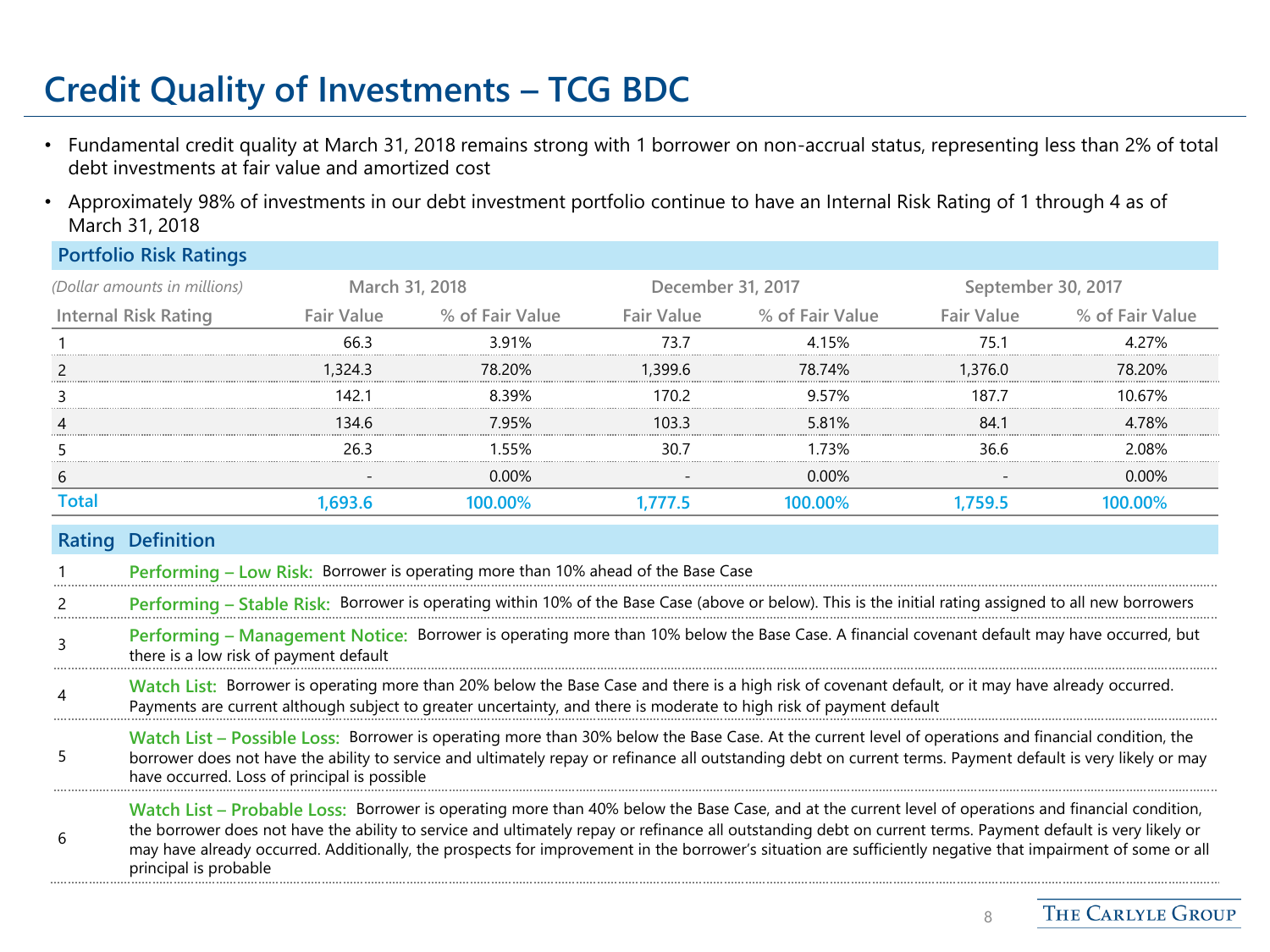# Credit Quality of Investments – TCG BDC

- Fundamental credit quality at March 31, 2018 remains strong with 1 borrower on non-accrual status, representing less than 2% of total debt investments at fair value and amortized cost
- Approximately 98% of investments in our debt investment portfolio continue to have an Internal Risk Rating of 1 through 4 as of March 31, 2018

## Portfolio Risk Ratings

| *(Dollar amounts in millions)* | March 31, 2018 | | December 31, 2017 | | September 30, 2017 | |
|---|---|---|---|---|---|---|
| Internal Risk Rating | Fair Value | % of Fair Value | Fair Value | % of Fair Value | Fair Value | % of Fair Value |
| 1 | 66.3 | 3.91% | 73.7 | 4.15% | 75.1 | 4.27% |
| 2 | 1,324.3 | 78.20% | 1,399.6 | 78.74% | 1,376.0 | 78.20% |
| 3 | 142.1 | 8.39% | 170.2 | 9.57% | 187.7 | 10.67% |
| 4 | 134.6 | 7.95% | 103.3 | 5.81% | 84.1 | 4.78% |
| 5 | 26.3 | 1.55% | 30.7 | 1.73% | 36.6 | 2.08% |
| 6 | - | 0.00% | - | 0.00% | - | 0.00% |
| **Total** | **1,693.6** | **100.00%** | **1,777.5** | **100.00%** | **1,759.5** | **100.00%** |

| Rating | Definition |
|---|---|
| 1 | **Performing – Low Risk:** Borrower is operating more than 10% ahead of the Base Case |
| 2 | **Performing – Stable Risk:** Borrower is operating within 10% of the Base Case (above or below). This is the initial rating assigned to all new borrowers |
| 3 | **Performing – Management Notice:** Borrower is operating more than 10% below the Base Case. A financial covenant default may have occurred, but there is a low risk of payment default |
| 4 | **Watch List:** Borrower is operating more than 20% below the Base Case and there is a high risk of covenant default, or it may have already occurred. Payments are current although subject to greater uncertainty, and there is moderate to high risk of payment default |
| 5 | **Watch List – Possible Loss:** Borrower is operating more than 30% below the Base Case. At the current level of operations and financial condition, the borrower does not have the ability to service and ultimately repay or refinance all outstanding debt on current terms. Payment default is very likely or may have occurred. Loss of principal is possible |
| 6 | **Watch List – Probable Loss:** Borrower is operating more than 40% below the Base Case, and at the current level of operations and financial condition, the borrower does not have the ability to service and ultimately repay or refinance all outstanding debt on current terms. Payment default is very likely or may have already occurred. Additionally, the prospects for improvement in the borrower's situation are sufficiently negative that impairment of some or all principal is probable |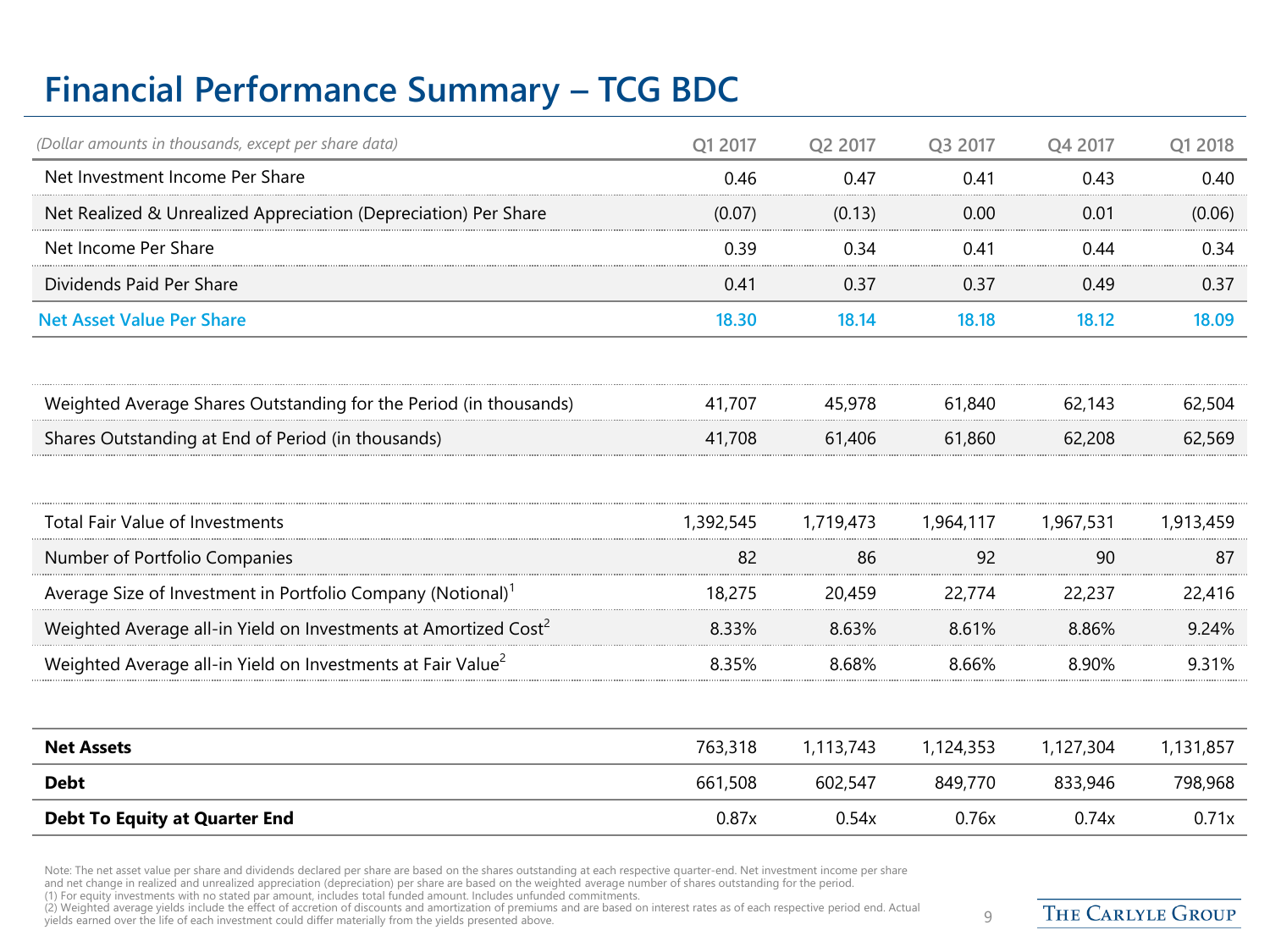# Financial Performance Summary – TCG BDC

| *(Dollar amounts in thousands, except per share data)* | Q1 2017 | Q2 2017 | Q3 2017 | Q4 2017 | Q1 2018 |
|---|---|---|---|---|---|
| Net Investment Income Per Share | 0.46 | 0.47 | 0.41 | 0.43 | 0.40 |
| Net Realized & Unrealized Appreciation (Depreciation) Per Share | (0.07) | (0.13) | 0.00 | 0.01 | (0.06) |
| Net Income Per Share | 0.39 | 0.34 | 0.41 | 0.44 | 0.34 |
| Dividends Paid Per Share | 0.41 | 0.37 | 0.37 | 0.49 | 0.37 |
| **Net Asset Value Per Share** | **18.30** | **18.14** | **18.18** | **18.12** | **18.09** |
| | | | | | |
| Weighted Average Shares Outstanding for the Period (in thousands) | 41,707 | 45,978 | 61,840 | 62,143 | 62,504 |
| Shares Outstanding at End of Period (in thousands) | 41,708 | 61,406 | 61,860 | 62,208 | 62,569 |
| | | | | | |
| Total Fair Value of Investments | 1,392,545 | 1,719,473 | 1,964,117 | 1,967,531 | 1,913,459 |
| Number of Portfolio Companies | 82 | 86 | 92 | 90 | 87 |
| Average Size of Investment in Portfolio Company (Notional)[1] | 18,275 | 20,459 | 22,774 | 22,237 | 22,416 |
| Weighted Average all-in Yield on Investments at Amortized Cost[2] | 8.33% | 8.63% | 8.61% | 8.86% | 9.24% |
| Weighted Average all-in Yield on Investments at Fair Value[2] | 8.35% | 8.68% | 8.66% | 8.90% | 9.31% |
| | | | | | |
| **Net Assets** | 763,318 | 1,113,743 | 1,124,353 | 1,127,304 | 1,131,857 |
| **Debt** | 661,508 | 602,547 | 849,770 | 833,946 | 798,968 |
| **Debt To Equity at Quarter End** | 0.87x | 0.54x | 0.76x | 0.74x | 0.71x |

Note: The net asset value per share and dividends declared per share are based on the shares outstanding at each respective quarter-end. Net investment income per share and net change in realized and unrealized appreciation (depreciation) per share are based on the weighted average number of shares outstanding for the period.
(1) For equity investments with no stated par amount, includes total funded amount. Includes unfunded commitments.
(2) Weighted average yields include the effect of accretion of discounts and amortization of premiums and are based on interest rates as of each respective period end. Actual yields earned over the life of each investment could differ materially from the yields presented above.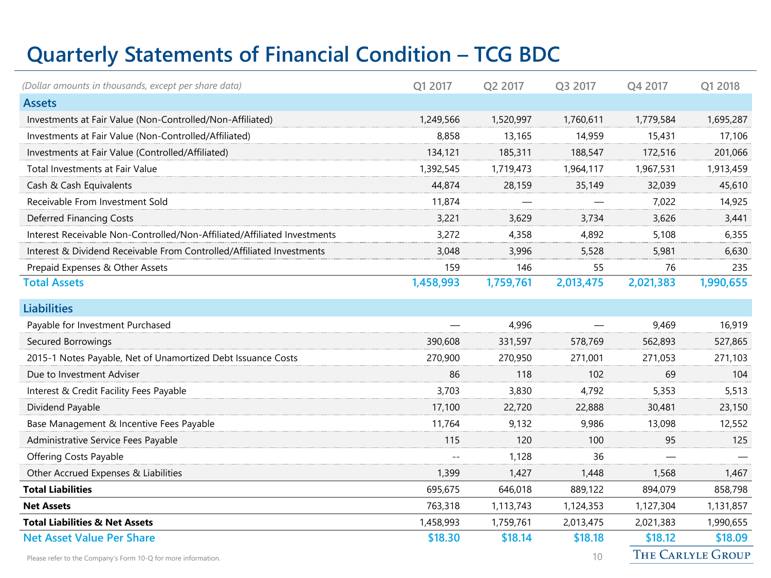# Quarterly Statements of Financial Condition – TCG BDC

| *(Dollar amounts in thousands, except per share data)* | Q1 2017 | Q2 2017 | Q3 2017 | Q4 2017 | Q1 2018 |
|---|---|---|---|---|---|
| **Assets** | | | | | |
| Investments at Fair Value (Non-Controlled/Non-Affiliated) | 1,249,566 | 1,520,997 | 1,760,611 | 1,779,584 | 1,695,287 |
| Investments at Fair Value (Non-Controlled/Affiliated) | 8,858 | 13,165 | 14,959 | 15,431 | 17,106 |
| Investments at Fair Value (Controlled/Affiliated) | 134,121 | 185,311 | 188,547 | 172,516 | 201,066 |
| Total Investments at Fair Value | 1,392,545 | 1,719,473 | 1,964,117 | 1,967,531 | 1,913,459 |
| Cash & Cash Equivalents | 44,874 | 28,159 | 35,149 | 32,039 | 45,610 |
| Receivable From Investment Sold | 11,874 | — | — | 7,022 | 14,925 |
| Deferred Financing Costs | 3,221 | 3,629 | 3,734 | 3,626 | 3,441 |
| Interest Receivable Non-Controlled/Non-Affiliated/Affiliated Investments | 3,272 | 4,358 | 4,892 | 5,108 | 6,355 |
| Interest & Dividend Receivable From Controlled/Affiliated Investments | 3,048 | 3,996 | 5,528 | 5,981 | 6,630 |
| Prepaid Expenses & Other Assets | 159 | 146 | 55 | 76 | 235 |
| **Total Assets** | **1,458,993** | **1,759,761** | **2,013,475** | **2,021,383** | **1,990,655** |
| **Liabilities** | | | | | |
| Payable for Investment Purchased | — | 4,996 | — | 9,469 | 16,919 |
| Secured Borrowings | 390,608 | 331,597 | 578,769 | 562,893 | 527,865 |
| 2015-1 Notes Payable, Net of Unamortized Debt Issuance Costs | 270,900 | 270,950 | 271,001 | 271,053 | 271,103 |
| Due to Investment Adviser | 86 | 118 | 102 | 69 | 104 |
| Interest & Credit Facility Fees Payable | 3,703 | 3,830 | 4,792 | 5,353 | 5,513 |
| Dividend Payable | 17,100 | 22,720 | 22,888 | 30,481 | 23,150 |
| Base Management & Incentive Fees Payable | 11,764 | 9,132 | 9,986 | 13,098 | 12,552 |
| Administrative Service Fees Payable | 115 | 120 | 100 | 95 | 125 |
| Offering Costs Payable | -- | 1,128 | 36 | — | — |
| Other Accrued Expenses & Liabilities | 1,399 | 1,427 | 1,448 | 1,568 | 1,467 |
| **Total Liabilities** | 695,675 | 646,018 | 889,122 | 894,079 | 858,798 |
| **Net Assets** | 763,318 | 1,113,743 | 1,124,353 | 1,127,304 | 1,131,857 |
| **Total Liabilities & Net Assets** | 1,458,993 | 1,759,761 | 2,013,475 | 2,021,383 | 1,990,655 |
| **Net Asset Value Per Share** | **$18.30** | **$18.14** | **$18.18** | **$18.12** | **$18.09** |

Please refer to the Company's Form 10-Q for more information.

The Carlyle Group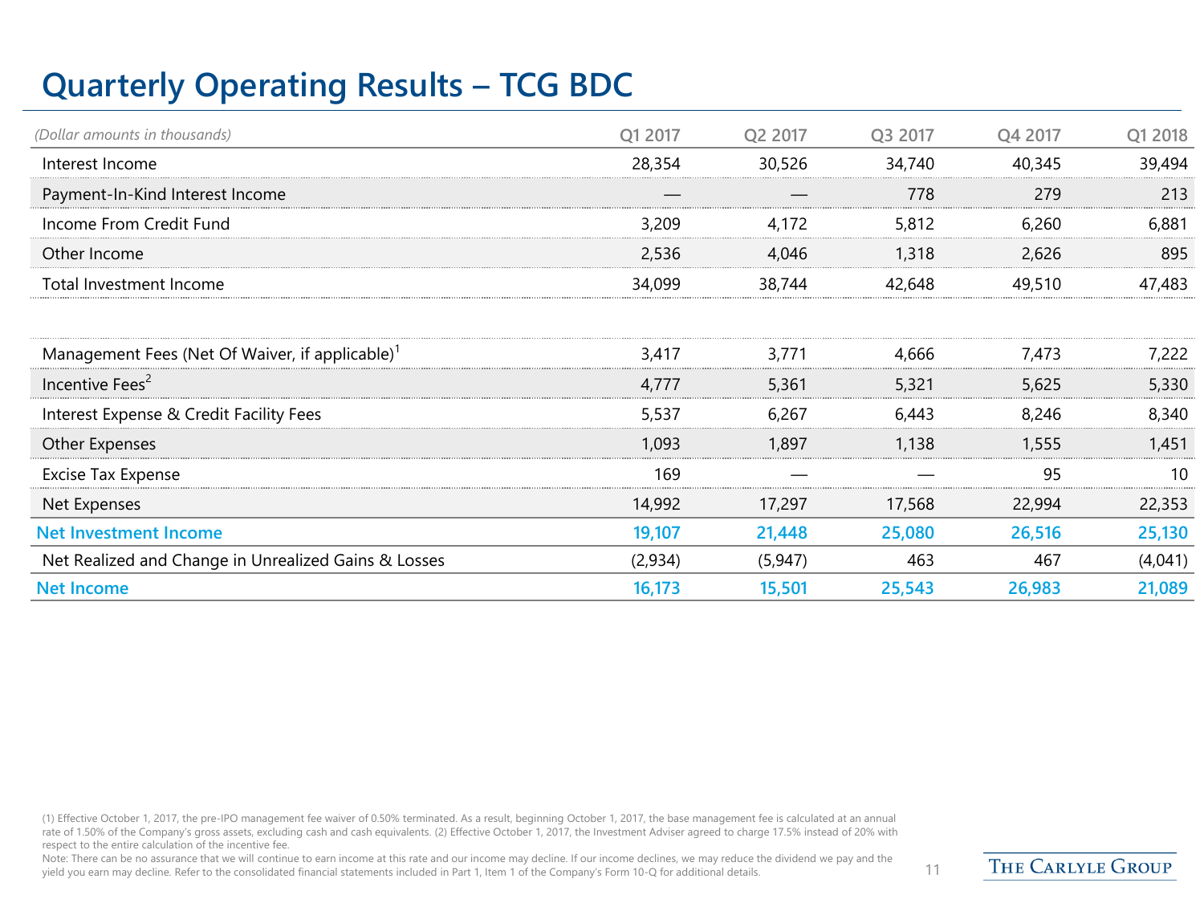# Quarterly Operating Results – TCG BDC

| *(Dollar amounts in thousands)* | Q1 2017 | Q2 2017 | Q3 2017 | Q4 2017 | Q1 2018 |
|---|---|---|---|---|---|
| Interest Income | 28,354 | 30,526 | 34,740 | 40,345 | 39,494 |
| Payment-In-Kind Interest Income | — | — | 778 | 279 | 213 |
| Income From Credit Fund | 3,209 | 4,172 | 5,812 | 6,260 | 6,881 |
| Other Income | 2,536 | 4,046 | 1,318 | 2,626 | 895 |
| Total Investment Income | 34,099 | 38,744 | 42,648 | 49,510 | 47,483 |
| | | | | | |
| Management Fees (Net Of Waiver, if applicable)[1] | 3,417 | 3,771 | 4,666 | 7,473 | 7,222 |
| Incentive Fees[2] | 4,777 | 5,361 | 5,321 | 5,625 | 5,330 |
| Interest Expense & Credit Facility Fees | 5,537 | 6,267 | 6,443 | 8,246 | 8,340 |
| Other Expenses | 1,093 | 1,897 | 1,138 | 1,555 | 1,451 |
| Excise Tax Expense | 169 | — | — | 95 | 10 |
| Net Expenses | 14,992 | 17,297 | 17,568 | 22,994 | 22,353 |
| **Net Investment Income** | **19,107** | **21,448** | **25,080** | **26,516** | **25,130** |
| Net Realized and Change in Unrealized Gains & Losses | (2,934) | (5,947) | 463 | 467 | (4,041) |
| **Net Income** | **16,173** | **15,501** | **25,543** | **26,983** | **21,089** |

(1) Effective October 1, 2017, the pre-IPO management fee waiver of 0.50% terminated. As a result, beginning October 1, 2017, the base management fee is calculated at an annual rate of 1.50% of the Company's gross assets, excluding cash and cash equivalents. (2) Effective October 1, 2017, the Investment Adviser agreed to charge 17.5% instead of 20% with respect to the entire calculation of the incentive fee.

Note: There can be no assurance that we will continue to earn income at this rate and our income may decline. If our income declines, we may reduce the dividend we pay and the yield you earn may decline. Refer to the consolidated financial statements included in Part 1, Item 1 of the Company's Form 10-Q for additional details.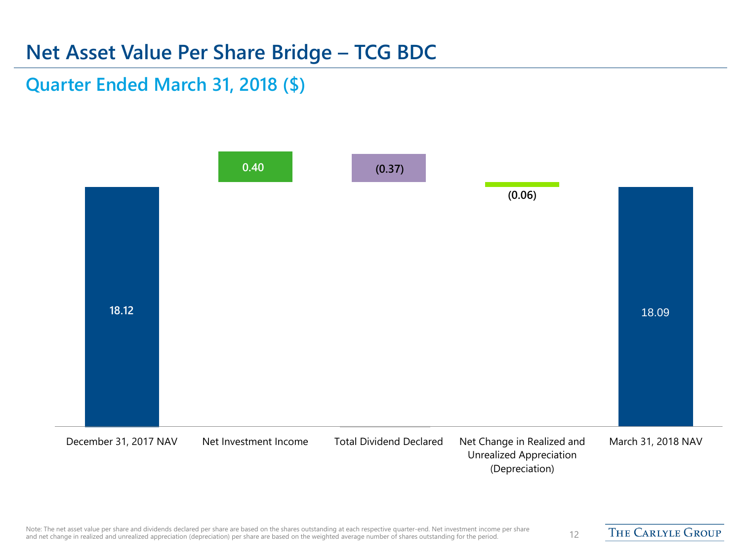# Net Asset Value Per Share Bridge – TCG BDC

## Quarter Ended March 31, 2018 ($)

| December 31, 2017 NAV | Net Investment Income | Total Dividend Declared | Net Change in Realized and Unrealized Appreciation (Depreciation) | March 31, 2018 NAV |
|---|---|---|---|---|
| 18.12 | 0.40 | (0.37) | (0.06) | 18.09 |

Note: The net asset value per share and dividends declared per share are based on the shares outstanding at each respective quarter-end. Net investment income per share and net change in realized and unrealized appreciation (depreciation) per share are based on the weighted average number of shares outstanding for the period.

THE CARLYLE GROUP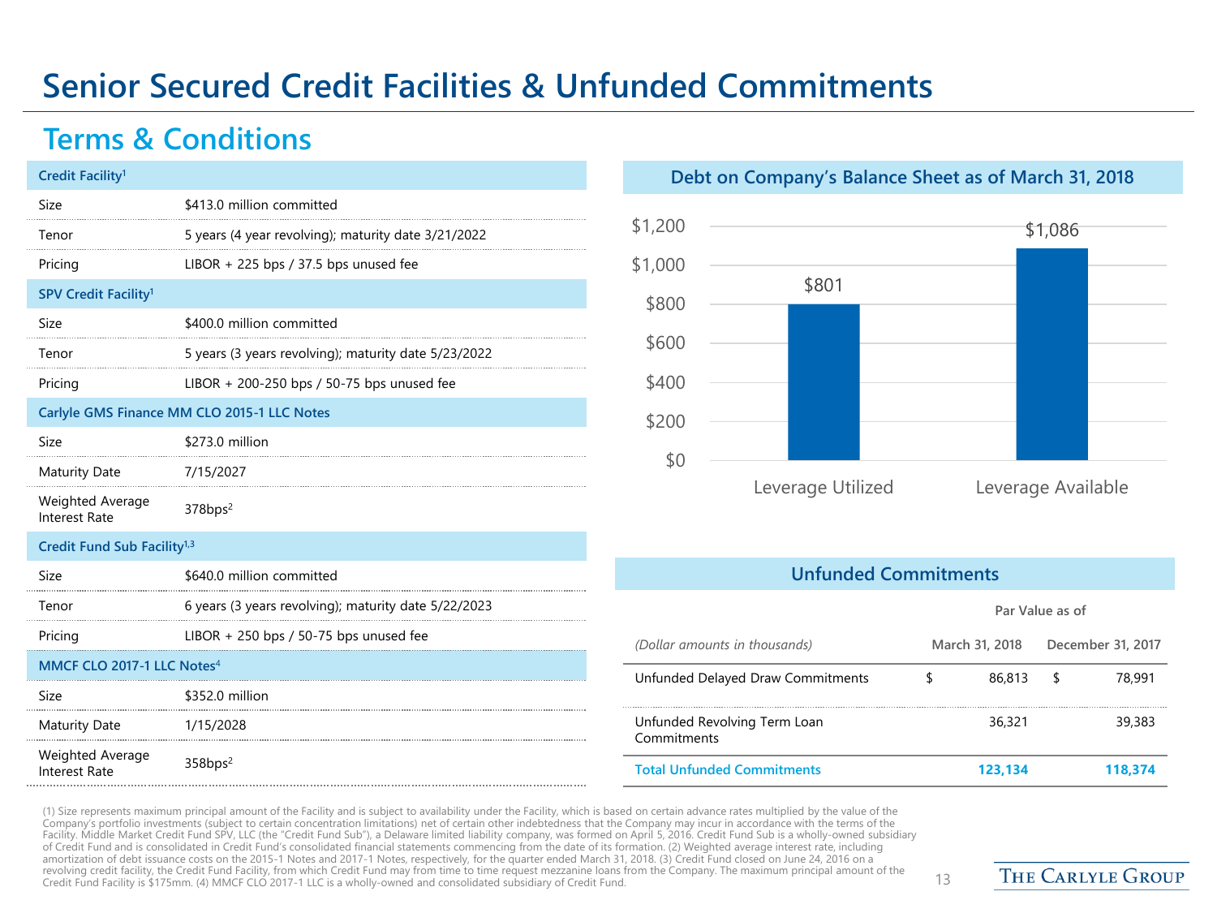# Senior Secured Credit Facilities & Unfunded Commitments

## Terms & Conditions

| Credit Facility[1] | |
|---|---|
| Size | $413.0 million committed |
| Tenor | 5 years (4 year revolving); maturity date 3/21/2022 |
| Pricing | LIBOR + 225 bps / 37.5 bps unused fee |
| **SPV Credit Facility[1]** | |
| Size | $400.0 million committed |
| Tenor | 5 years (3 years revolving); maturity date 5/23/2022 |
| Pricing | LIBOR + 200-250 bps / 50-75 bps unused fee |
| **Carlyle GMS Finance MM CLO 2015-1 LLC Notes** | |
| Size | $273.0 million |
| Maturity Date | 7/15/2027 |
| Weighted Average Interest Rate | 378bps[2] |
| **Credit Fund Sub Facility[1,3]** | |
| Size | $640.0 million committed |
| Tenor | 6 years (3 years revolving); maturity date 5/22/2023 |
| Pricing | LIBOR + 250 bps / 50-75 bps unused fee |
| **MMCF CLO 2017-1 LLC Notes[4]** | |
| Size | $352.0 million |
| Maturity Date | 1/15/2028 |
| Weighted Average Interest Rate | 358bps[2] |

### Debt on Company's Balance Sheet as of March 31, 2018

| | Amount |
|---|---|
| Leverage Utilized | $801 |
| Leverage Available | $1,086 |

### Unfunded Commitments

| *(Dollar amounts in thousands)* | Par Value as of March 31, 2018 | Par Value as of December 31, 2017 |
|---|---|---|
| Unfunded Delayed Draw Commitments | $ 86,813 | $ 78,991 |
| Unfunded Revolving Term Loan Commitments | 36,321 | 39,383 |
| **Total Unfunded Commitments** | **123,134** | **118,374** |

(1) Size represents maximum principal amount of the Facility and is subject to availability under the Facility, which is based on certain advance rates multiplied by the value of the Company's portfolio investments (subject to certain concentration limitations) net of certain other indebtedness that the Company may incur in accordance with the terms of the Facility. Middle Market Credit Fund SPV, LLC (the "Credit Fund Sub"), a Delaware limited liability company, was formed on April 5, 2016. Credit Fund Sub is a wholly-owned subsidiary of Credit Fund and is consolidated in Credit Fund's consolidated financial statements commencing from the date of its formation. (2) Weighted average interest rate, including amortization of debt issuance costs on the 2015-1 Notes and 2017-1 Notes, respectively, for the quarter ended March 31, 2018. (3) Credit Fund closed on June 24, 2016 on a revolving credit facility, the Credit Fund Facility, from which Credit Fund may from time to time request mezzanine loans from the Company. The maximum principal amount of the Credit Fund Facility is $175mm. (4) MMCF CLO 2017-1 LLC is a wholly-owned and consolidated subsidiary of Credit Fund.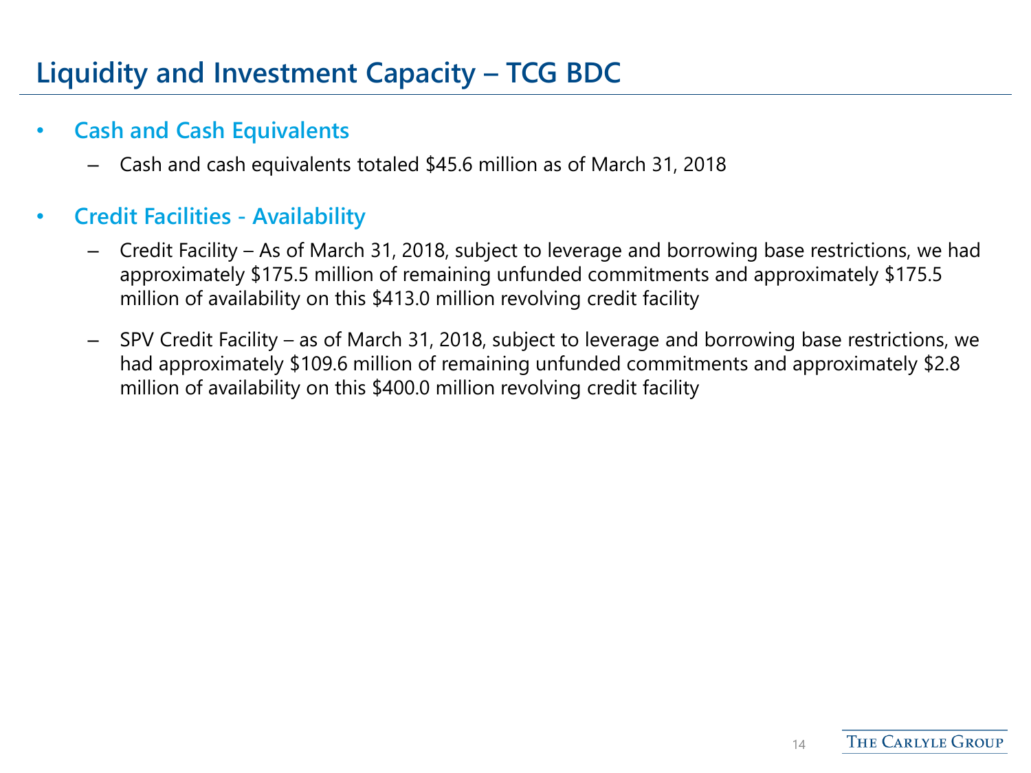# Liquidity and Investment Capacity – TCG BDC

- **Cash and Cash Equivalents**
  - Cash and cash equivalents totaled $45.6 million as of March 31, 2018

- **Credit Facilities - Availability**
  - Credit Facility – As of March 31, 2018, subject to leverage and borrowing base restrictions, we had approximately $175.5 million of remaining unfunded commitments and approximately $175.5 million of availability on this $413.0 million revolving credit facility
  - SPV Credit Facility – as of March 31, 2018, subject to leverage and borrowing base restrictions, we had approximately $109.6 million of remaining unfunded commitments and approximately $2.8 million of availability on this $400.0 million revolving credit facility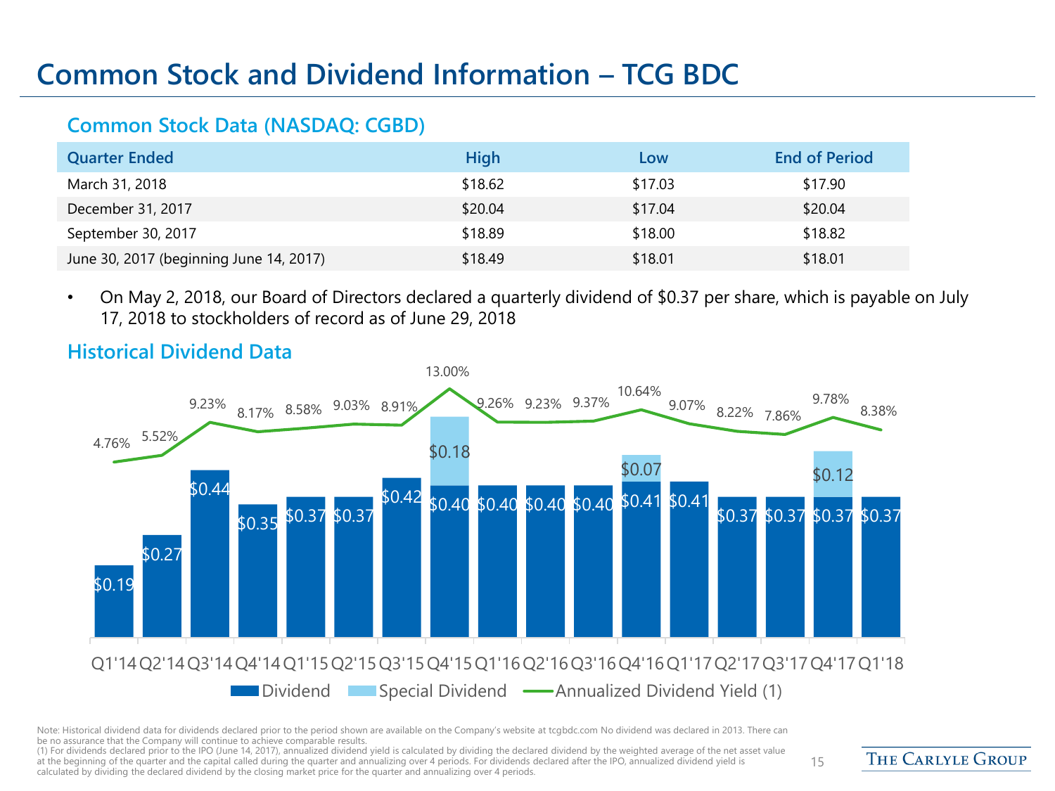# Common Stock and Dividend Information – TCG BDC

## Common Stock Data (NASDAQ: CGBD)

| Quarter Ended | High | Low | End of Period |
|---|---|---|---|
| March 31, 2018 | $18.62 | $17.03 | $17.90 |
| December 31, 2017 | $20.04 | $17.04 | $20.04 |
| September 30, 2017 | $18.89 | $18.00 | $18.82 |
| June 30, 2017 (beginning June 14, 2017) | $18.49 | $18.01 | $18.01 |

- On May 2, 2018, our Board of Directors declared a quarterly dividend of $0.37 per share, which is payable on July 17, 2018 to stockholders of record as of June 29, 2018

## Historical Dividend Data

Q1'14 Q2'14 Q3'14 Q4'14 Q1'15 Q2'15 Q3'15 Q4'15 Q1'16 Q2'16 Q3'16 Q4'16 Q1'17 Q2'17 Q3'17 Q4'17 Q1'18

Dividend: $0.19 $0.27 $0.44 $0.35 $0.37 $0.37 $0.42 $0.40 $0.40 $0.40 $0.40 $0.41 $0.41 $0.37 $0.37 $0.37 $0.37

Special Dividend: $0.18 $0.07 $0.12

Annualized Dividend Yield (1): 4.76% 5.52% 9.23% 8.17% 8.58% 9.03% 8.91% 13.00% 9.26% 9.23% 9.37% 10.64% 9.07% 8.22% 7.86% 9.78% 8.38%

Note: Historical dividend data for dividends declared prior to the period shown are available on the Company's website at tcgbdc.com No dividend was declared in 2013. There can be no assurance that the Company will continue to achieve comparable results.

(1) For dividends declared prior to the IPO (June 14, 2017), annualized dividend yield is calculated by dividing the declared dividend by the weighted average of the net asset value at the beginning of the quarter and the capital called during the quarter and annualizing over 4 periods. For dividends declared after the IPO, annualized dividend yield is calculated by dividing the declared dividend by the closing market price for the quarter and annualizing over 4 periods.

THE CARLYLE GROUP